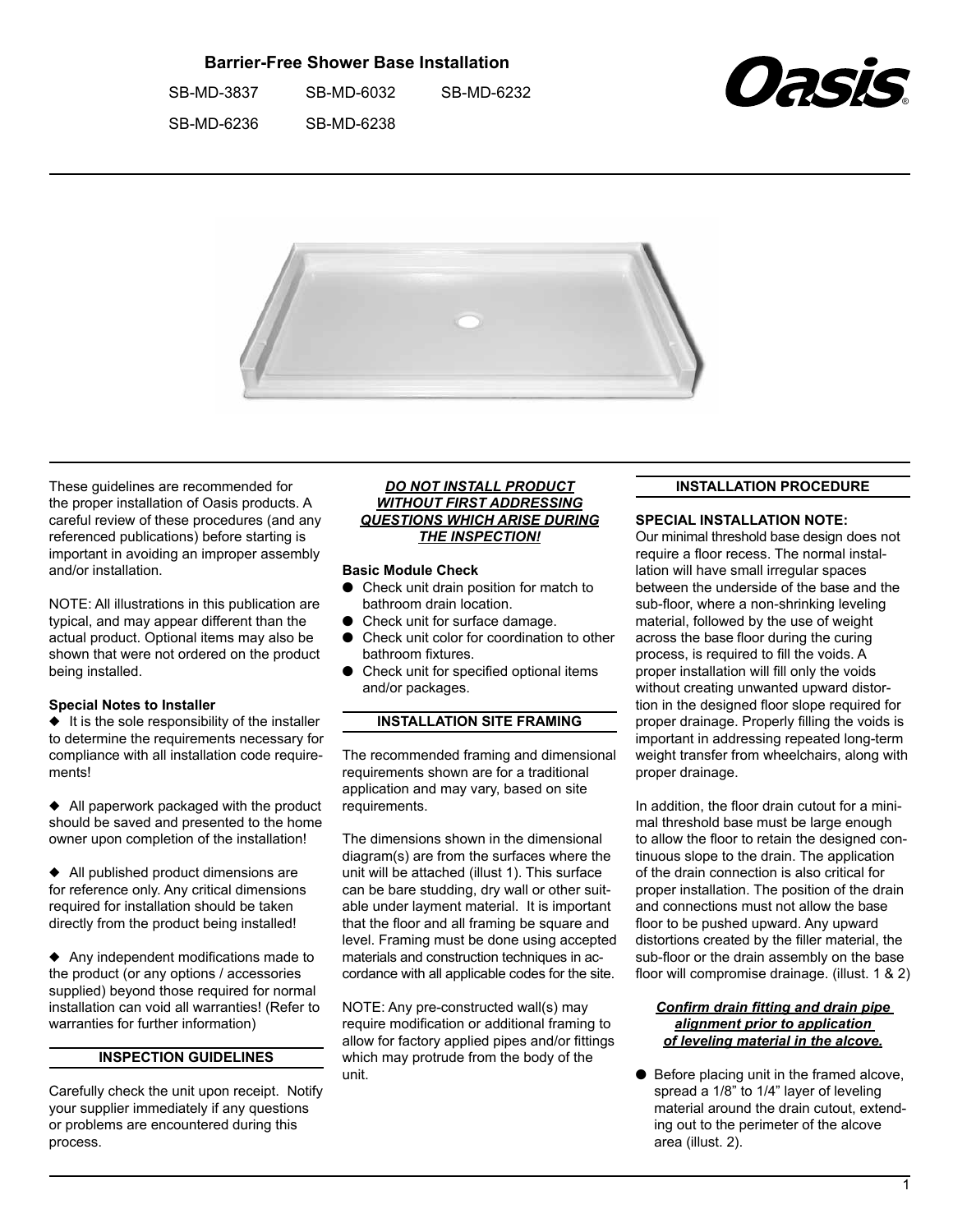# Barrier-Free Shower Base Installation

SB-MD-3837 SB-MD-6032 SB-MD-6232

SB-MD-6236 SB-MD-6238

Oasis®

These guidelines are recommended for the proper installation of Oasis products. A careful review of these procedures (and any referenced publications) before starting is important in avoiding an improper assembly and/or installation.

NOTE: All illustrations in this publication are typical, and may appear different than the actual product. Optional items may also be shown that were not ordered on the product being installed.

**Special Notes to Installer**

◆ It is the sole responsibility of the installer to determine the requirements necessary for compliance with all installation code requirements!

◆ All paperwork packaged with the product should be saved and presented to the home owner upon completion of the installation!

◆ All published product dimensions are for reference only. Any critical dimensions required for installation should be taken directly from the product being installed!

◆ Any independent modifications made to the product (or any options / accessories supplied) beyond those required for normal installation can void all warranties! (Refer to warranties for further information)

## INSPECTION GUIDELINES

Carefully check the unit upon receipt. Notify your supplier immediately if any questions or problems are encountered during this process.

***DO NOT INSTALL PRODUCT WITHOUT FIRST ADDRESSING QUESTIONS WHICH ARISE DURING THE INSPECTION!***

**Basic Module Check**

- Check unit drain position for match to bathroom drain location.
- Check unit for surface damage.
- Check unit color for coordination to other bathroom fixtures.
- Check unit for specified optional items and/or packages.

## INSTALLATION SITE FRAMING

The recommended framing and dimensional requirements shown are for a traditional application and may vary, based on site requirements.

The dimensions shown in the dimensional diagram(s) are from the surfaces where the unit will be attached (illust 1). This surface can be bare studding, dry wall or other suitable under layment material. It is important that the floor and all framing be square and level. Framing must be done using accepted materials and construction techniques in accordance with all applicable codes for the site.

NOTE: Any pre-constructed wall(s) may require modification or additional framing to allow for factory applied pipes and/or fittings which may protrude from the body of the unit.

## INSTALLATION PROCEDURE

**SPECIAL INSTALLATION NOTE:**

Our minimal threshold base design does not require a floor recess. The normal installation will have small irregular spaces between the underside of the base and the sub-floor, where a non-shrinking leveling material, followed by the use of weight across the base floor during the curing process, is required to fill the voids. A proper installation will fill only the voids without creating unwanted upward distortion in the designed floor slope required for proper drainage. Properly filling the voids is important in addressing repeated long-term weight transfer from wheelchairs, along with proper drainage.

In addition, the floor drain cutout for a minimal threshold base must be large enough to allow the floor to retain the designed continuous slope to the drain. The application of the drain connection is also critical for proper installation. The position of the drain and connections must not allow the base floor to be pushed upward. Any upward distortions created by the filler material, the sub-floor or the drain assembly on the base floor will compromise drainage. (illust. 1 & 2)

***Confirm drain fitting and drain pipe alignment prior to application of leveling material in the alcove.***

- Before placing unit in the framed alcove, spread a 1/8" to 1/4" layer of leveling material around the drain cutout, extending out to the perimeter of the alcove area (illust. 2).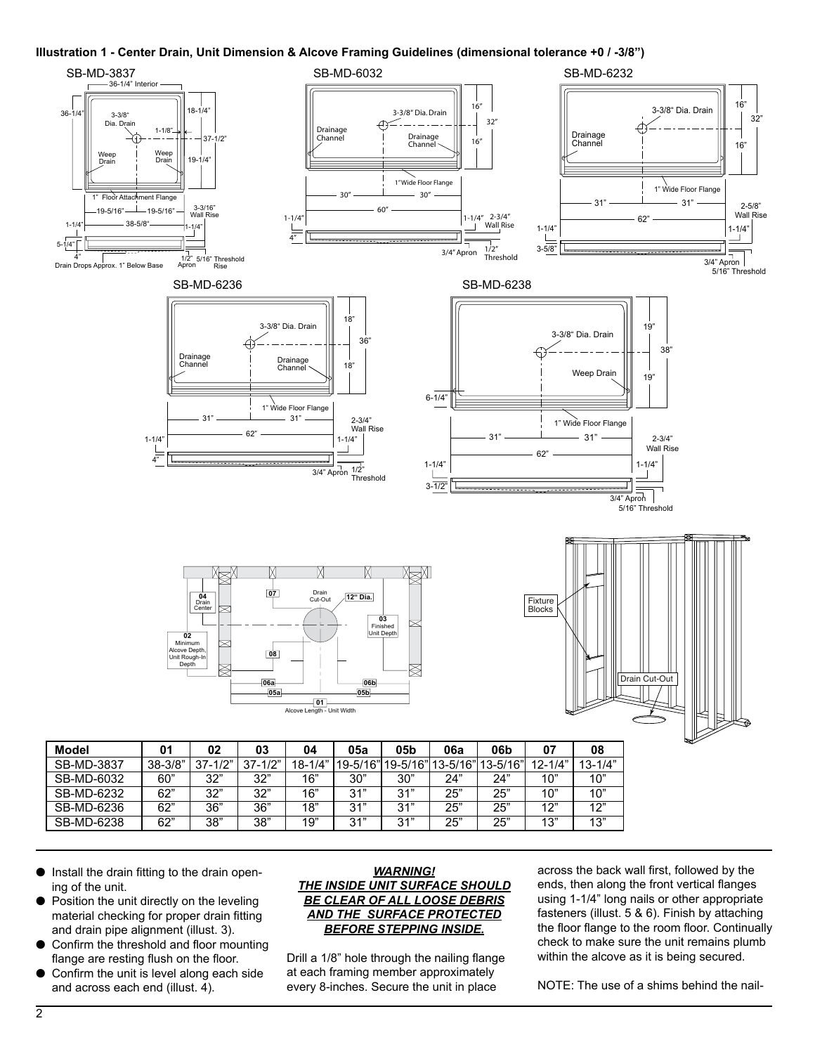**Illustration 1 - Center Drain, Unit Dimension & Alcove Framing Guidelines (dimensional tolerance +0 / -3/8")**

| Model | 01 | 02 | 03 | 04 | 05a | 05b | 06a | 06b | 07 | 08 |
|---|---|---|---|---|---|---|---|---|---|---|
| SB-MD-3837 | 38-3/8" | 37-1/2" | 37-1/2" | 18-1/4" | 19-5/16" | 19-5/16" | 13-5/16" | 13-5/16" | 12-1/4" | 13-1/4" |
| SB-MD-6032 | 60" | 32" | 32" | 16" | 30" | 30" | 24" | 24" | 10" | 10" |
| SB-MD-6232 | 62" | 32" | 32" | 16" | 31" | 31" | 25" | 25" | 10" | 10" |
| SB-MD-6236 | 62" | 36" | 36" | 18" | 31" | 31" | 25" | 25" | 12" | 12" |
| SB-MD-6238 | 62" | 38" | 38" | 19" | 31" | 31" | 25" | 25" | 13" | 13" |

- Install the drain fitting to the drain opening of the unit.
- Position the unit directly on the leveling material checking for proper drain fitting and drain pipe alignment (illust. 3).
- Confirm the threshold and floor mounting flange are resting flush on the floor.
- Confirm the unit is level along each side and across each end (illust. 4).

***WARNING!***
***THE INSIDE UNIT SURFACE SHOULD BE CLEAR OF ALL LOOSE DEBRIS AND THE SURFACE PROTECTED BEFORE STEPPING INSIDE.***

Drill a 1/8" hole through the nailing flange at each framing member approximately every 8-inches. Secure the unit in place across the back wall first, followed by the ends, then along the front vertical flanges using 1-1/4" long nails or other appropriate fasteners (illust. 5 & 6). Finish by attaching the floor flange to the room floor. Continually check to make sure the unit remains plumb within the alcove as it is being secured.

NOTE: The use of a shims behind the nail-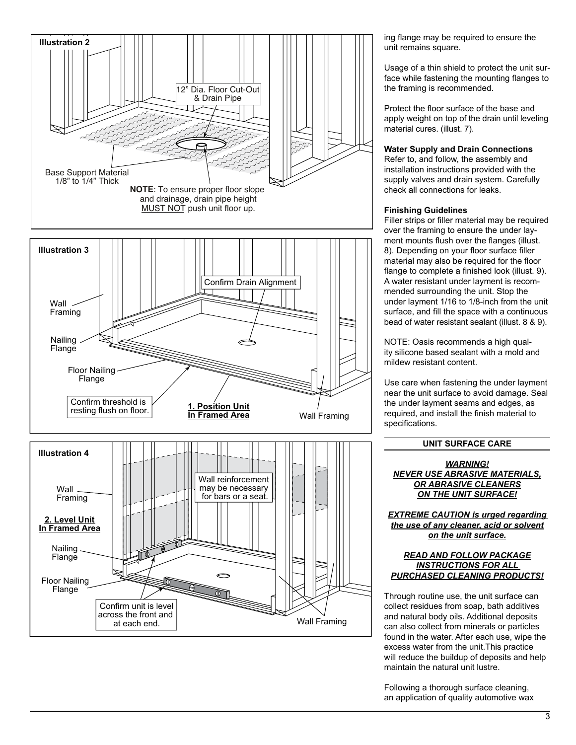**Illustration 2**

12" Dia. Floor Cut-Out & Drain Pipe

Base Support Material 1/8" to 1/4" Thick

**NOTE**: To ensure proper floor slope and drainage, drain pipe height MUST NOT push unit floor up.

**Illustration 3**

Wall Framing

Nailing Flange

Floor Nailing Flange

Confirm threshold is resting flush on floor.

Confirm Drain Alignment

**1. Position Unit In Framed Area**

Wall Framing

**Illustration 4**

Wall Framing

**2. Level Unit In Framed Area**

Nailing Flange

Floor Nailing Flange

Wall reinforcement may be necessary for bars or a seat.

Confirm unit is level across the front and at each end.

Wall Framing

ing flange may be required to ensure the unit remains square.

Usage of a thin shield to protect the unit surface while fastening the mounting flanges to the framing is recommended.

Protect the floor surface of the base and apply weight on top of the drain until leveling material cures. (illust. 7).

**Water Supply and Drain Connections**
Refer to, and follow, the assembly and installation instructions provided with the supply valves and drain system. Carefully check all connections for leaks.

**Finishing Guidelines**
Filler strips or filler material may be required over the framing to ensure the under layment mounts flush over the flanges (illust. 8). Depending on your floor surface filler material may also be required for the floor flange to complete a finished look (illust. 9). A water resistant under layment is recommended surrounding the unit. Stop the under layment 1/16 to 1/8-inch from the unit surface, and fill the space with a continuous bead of water resistant sealant (illust. 8 & 9).

NOTE: Oasis recommends a high quality silicone based sealant with a mold and mildew resistant content.

Use care when fastening the under layment near the unit surface to avoid damage. Seal the under layment seams and edges, as required, and install the finish material to specifications.

## UNIT SURFACE CARE

***WARNING!***
***NEVER USE ABRASIVE MATERIALS, OR ABRASIVE CLEANERS ON THE UNIT SURFACE!***

***EXTREME CAUTION is urged regarding the use of any cleaner, acid or solvent on the unit surface.***

***READ AND FOLLOW PACKAGE INSTRUCTIONS FOR ALL PURCHASED CLEANING PRODUCTS!***

Through routine use, the unit surface can collect residues from soap, bath additives and natural body oils. Additional deposits can also collect from minerals or particles found in the water. After each use, wipe the excess water from the unit.This practice will reduce the buildup of deposits and help maintain the natural unit lustre.

Following a thorough surface cleaning, an application of quality automotive wax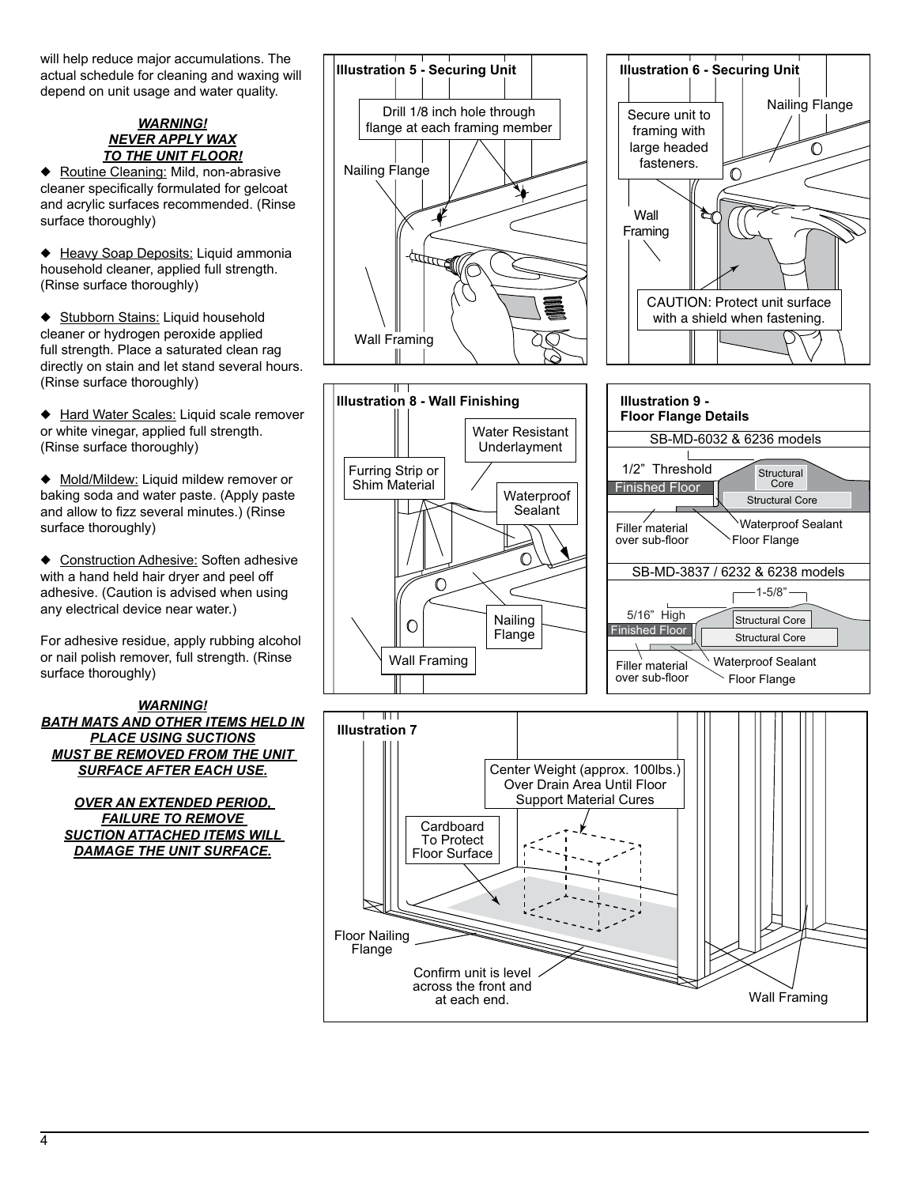will help reduce major accumulations. The actual schedule for cleaning and waxing will depend on unit usage and water quality.

***WARNING!***
***NEVER APPLY WAX TO THE UNIT FLOOR!***

◆ Routine Cleaning: Mild, non-abrasive cleaner specifically formulated for gelcoat and acrylic surfaces recommended. (Rinse surface thoroughly)

◆ Heavy Soap Deposits: Liquid ammonia household cleaner, applied full strength. (Rinse surface thoroughly)

◆ Stubborn Stains: Liquid household cleaner or hydrogen peroxide applied full strength. Place a saturated clean rag directly on stain and let stand several hours. (Rinse surface thoroughly)

◆ Hard Water Scales: Liquid scale remover or white vinegar, applied full strength. (Rinse surface thoroughly)

◆ Mold/Mildew: Liquid mildew remover or baking soda and water paste. (Apply paste and allow to fizz several minutes.) (Rinse surface thoroughly)

◆ Construction Adhesive: Soften adhesive with a hand held hair dryer and peel off adhesive. (Caution is advised when using any electrical device near water.)

For adhesive residue, apply rubbing alcohol or nail polish remover, full strength. (Rinse surface thoroughly)

***WARNING!***
***BATH MATS AND OTHER ITEMS HELD IN PLACE USING SUCTIONS MUST BE REMOVED FROM THE UNIT SURFACE AFTER EACH USE.***

***OVER AN EXTENDED PERIOD, FAILURE TO REMOVE SUCTION ATTACHED ITEMS WILL DAMAGE THE UNIT SURFACE.***

**Illustration 5 - Securing Unit**

Drill 1/8 inch hole through flange at each framing member

Nailing Flange

Wall Framing

**Illustration 6 - Securing Unit**

Secure unit to framing with large headed fasteners.

Nailing Flange

Wall Framing

CAUTION: Protect unit surface with a shield when fastening.

**Illustration 8 - Wall Finishing**

Water Resistant Underlayment

Furring Strip or Shim Material

Waterproof Sealant

Nailing Flange

Wall Framing

**Illustration 9 - Floor Flange Details**

SB-MD-6032 & 6236 models

1/2" Threshold

Finished Floor

Structural Core

Structural Core

Filler material over sub-floor

Waterproof Sealant

Floor Flange

SB-MD-3837 / 6232 & 6238 models

1-5/8"

5/16" High

Finished Floor

Structural Core

Structural Core

Filler material over sub-floor

Waterproof Sealant

Floor Flange

**Illustration 7**

Center Weight (approx. 100lbs.) Over Drain Area Until Floor Support Material Cures

Cardboard To Protect Floor Surface

Floor Nailing Flange

Confirm unit is level across the front and at each end.

Wall Framing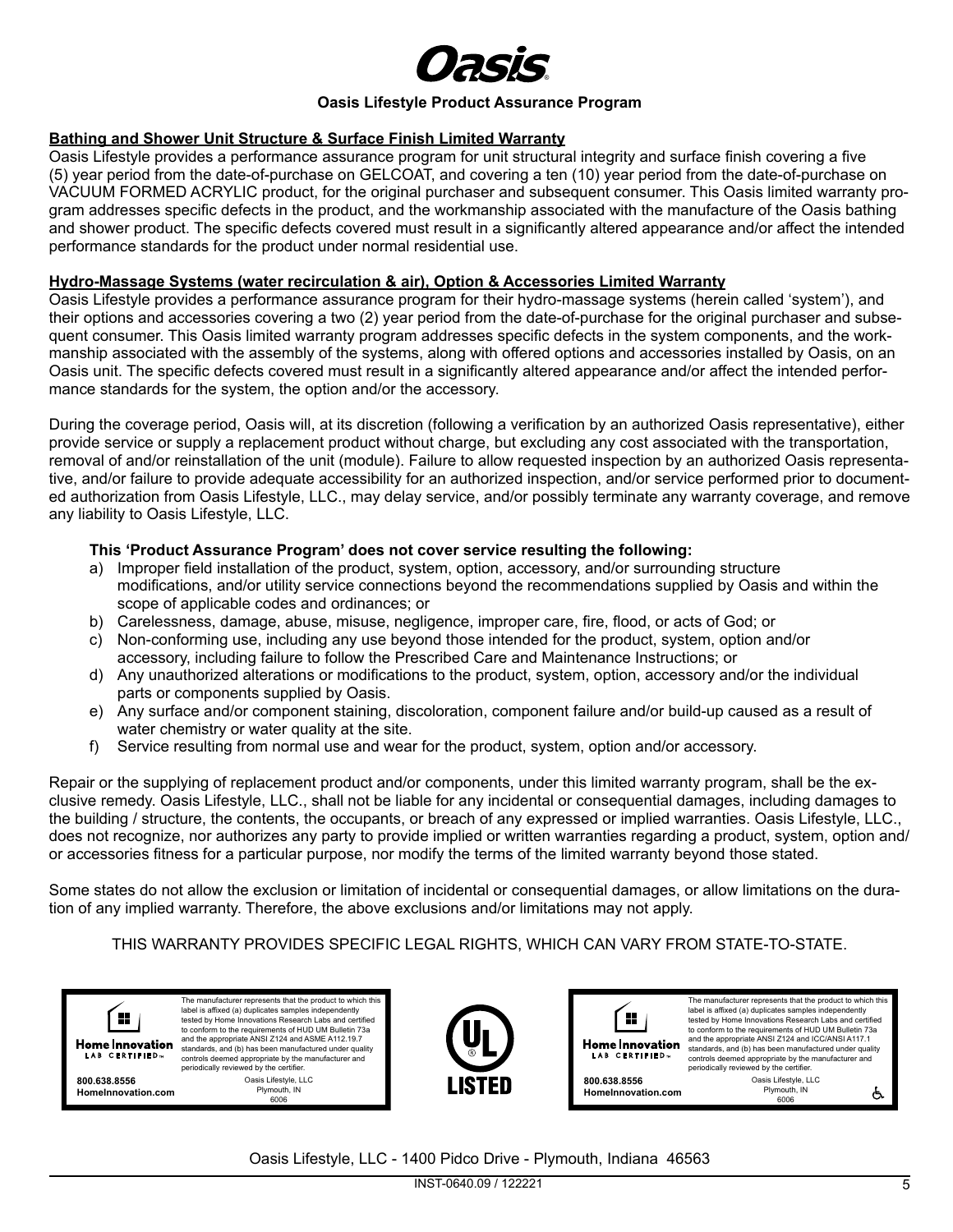# Oasis

## Oasis Lifestyle Product Assurance Program

**Bathing and Shower Unit Structure & Surface Finish Limited Warranty**

Oasis Lifestyle provides a performance assurance program for unit structural integrity and surface finish covering a five (5) year period from the date-of-purchase on GELCOAT, and covering a ten (10) year period from the date-of-purchase on VACUUM FORMED ACRYLIC product, for the original purchaser and subsequent consumer. This Oasis limited warranty program addresses specific defects in the product, and the workmanship associated with the manufacture of the Oasis bathing and shower product. The specific defects covered must result in a significantly altered appearance and/or affect the intended performance standards for the product under normal residential use.

**Hydro-Massage Systems (water recirculation & air), Option & Accessories Limited Warranty**

Oasis Lifestyle provides a performance assurance program for their hydro-massage systems (herein called 'system'), and their options and accessories covering a two (2) year period from the date-of-purchase for the original purchaser and subsequent consumer. This Oasis limited warranty program addresses specific defects in the system components, and the workmanship associated with the assembly of the systems, along with offered options and accessories installed by Oasis, on an Oasis unit. The specific defects covered must result in a significantly altered appearance and/or affect the intended performance standards for the system, the option and/or the accessory.

During the coverage period, Oasis will, at its discretion (following a verification by an authorized Oasis representative), either provide service or supply a replacement product without charge, but excluding any cost associated with the transportation, removal of and/or reinstallation of the unit (module). Failure to allow requested inspection by an authorized Oasis representative, and/or failure to provide adequate accessibility for an authorized inspection, and/or service performed prior to documented authorization from Oasis Lifestyle, LLC., may delay service, and/or possibly terminate any warranty coverage, and remove any liability to Oasis Lifestyle, LLC.

**This 'Product Assurance Program' does not cover service resulting the following:**

a) Improper field installation of the product, system, option, accessory, and/or surrounding structure modifications, and/or utility service connections beyond the recommendations supplied by Oasis and within the scope of applicable codes and ordinances; or
b) Carelessness, damage, abuse, misuse, negligence, improper care, fire, flood, or acts of God; or
c) Non-conforming use, including any use beyond those intended for the product, system, option and/or accessory, including failure to follow the Prescribed Care and Maintenance Instructions; or
d) Any unauthorized alterations or modifications to the product, system, option, accessory and/or the individual parts or components supplied by Oasis.
e) Any surface and/or component staining, discoloration, component failure and/or build-up caused as a result of water chemistry or water quality at the site.
f) Service resulting from normal use and wear for the product, system, option and/or accessory.

Repair or the supplying of replacement product and/or components, under this limited warranty program, shall be the exclusive remedy. Oasis Lifestyle, LLC., shall not be liable for any incidental or consequential damages, including damages to the building / structure, the contents, the occupants, or breach of any expressed or implied warranties. Oasis Lifestyle, LLC., does not recognize, nor authorizes any party to provide implied or written warranties regarding a product, system, option and/or accessories fitness for a particular purpose, nor modify the terms of the limited warranty beyond those stated.

Some states do not allow the exclusion or limitation of incidental or consequential damages, or allow limitations on the duration of any implied warranty. Therefore, the above exclusions and/or limitations may not apply.

THIS WARRANTY PROVIDES SPECIFIC LEGAL RIGHTS, WHICH CAN VARY FROM STATE-TO-STATE.

Home Innovation LAB CERTIFIED™

The manufacturer represents that the product to which this label is affixed (a) duplicates samples independently tested by Home Innovations Research Labs and certified to conform to the requirements of HUD UM Bulletin 73a and the appropriate ANSI Z124 and ASME A112.19.7 standards, and (b) has been manufactured under quality controls deemed appropriate by the manufacturer and periodically reviewed by the certifier.

800.638.8556
HomeInnovation.com

Oasis Lifestyle, LLC
Plymouth, IN
6006

UL LISTED

Home Innovation LAB CERTIFIED™

The manufacturer represents that the product to which this label is affixed (a) duplicates samples independently tested by Home Innovations Research Labs and certified to conform to the requirements of HUD UM Bulletin 73a and the appropriate ANSI Z124 and ICC/ANSI A117.1 standards, and (b) has been manufactured under quality controls deemed appropriate by the manufacturer and periodically reviewed by the certifier.

800.638.8556
HomeInnovation.com

Oasis Lifestyle, LLC
Plymouth, IN
6006

Oasis Lifestyle, LLC - 1400 Pidco Drive - Plymouth, Indiana 46563

INST-0640.09 / 122221